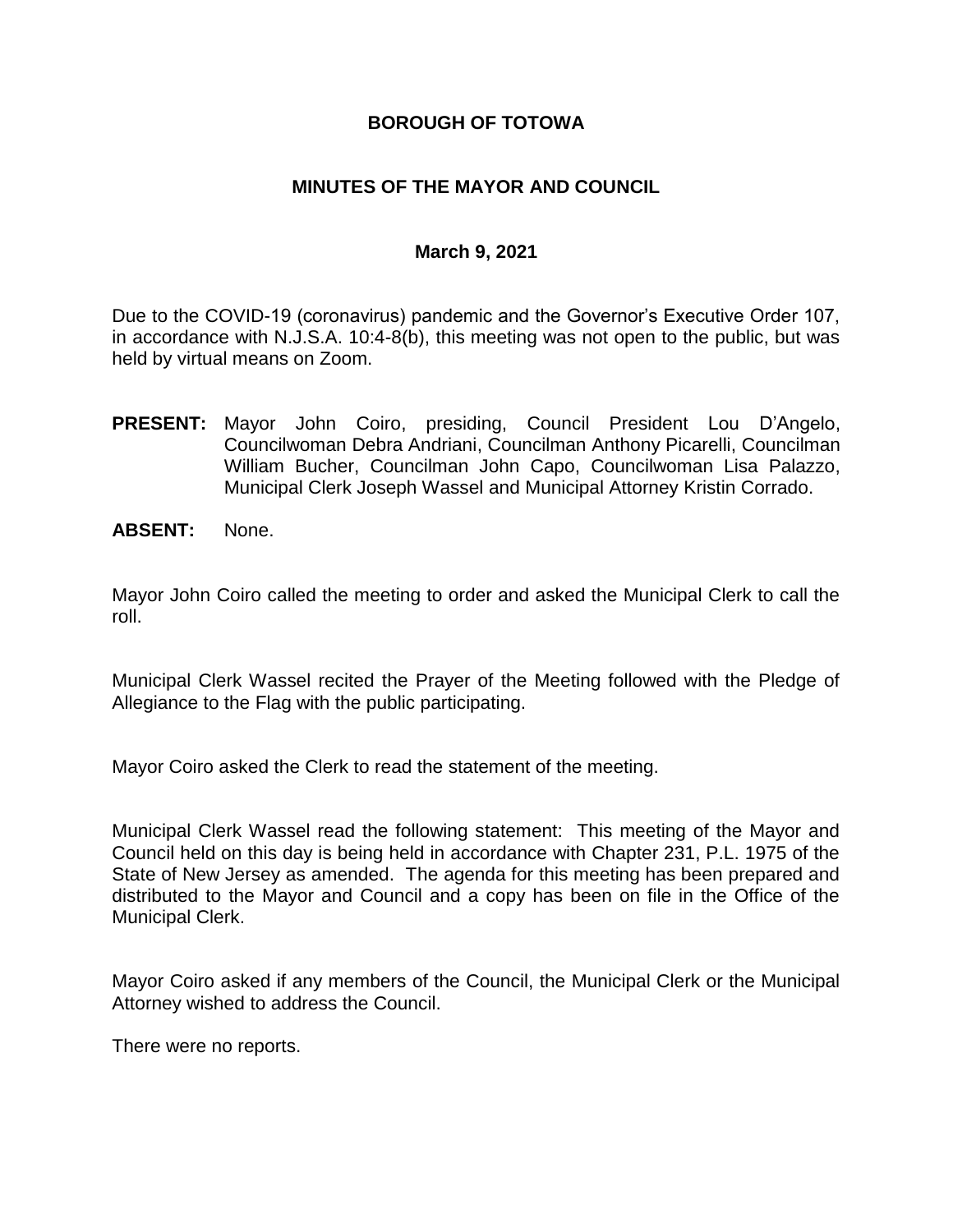# BOROUGH OF TOTOWA

## MINUTES OF THE MAYOR AND COUNCIL

### March 9, 2021

Due to the COVID-19 (coronavirus) pandemic and the Governor's Executive Order 107, in accordance with N.J.S.A. 10:4-8(b), this meeting was not open to the public, but was held by virtual means on Zoom.

**PRESENT:** Mayor John Coiro, presiding, Council President Lou D'Angelo, Councilwoman Debra Andriani, Councilman Anthony Picarelli, Councilman William Bucher, Councilman John Capo, Councilwoman Lisa Palazzo, Municipal Clerk Joseph Wassel and Municipal Attorney Kristin Corrado.

**ABSENT:** None.

Mayor John Coiro called the meeting to order and asked the Municipal Clerk to call the roll.

Municipal Clerk Wassel recited the Prayer of the Meeting followed with the Pledge of Allegiance to the Flag with the public participating.

Mayor Coiro asked the Clerk to read the statement of the meeting.

Municipal Clerk Wassel read the following statement: This meeting of the Mayor and Council held on this day is being held in accordance with Chapter 231, P.L. 1975 of the State of New Jersey as amended. The agenda for this meeting has been prepared and distributed to the Mayor and Council and a copy has been on file in the Office of the Municipal Clerk.

Mayor Coiro asked if any members of the Council, the Municipal Clerk or the Municipal Attorney wished to address the Council.

There were no reports.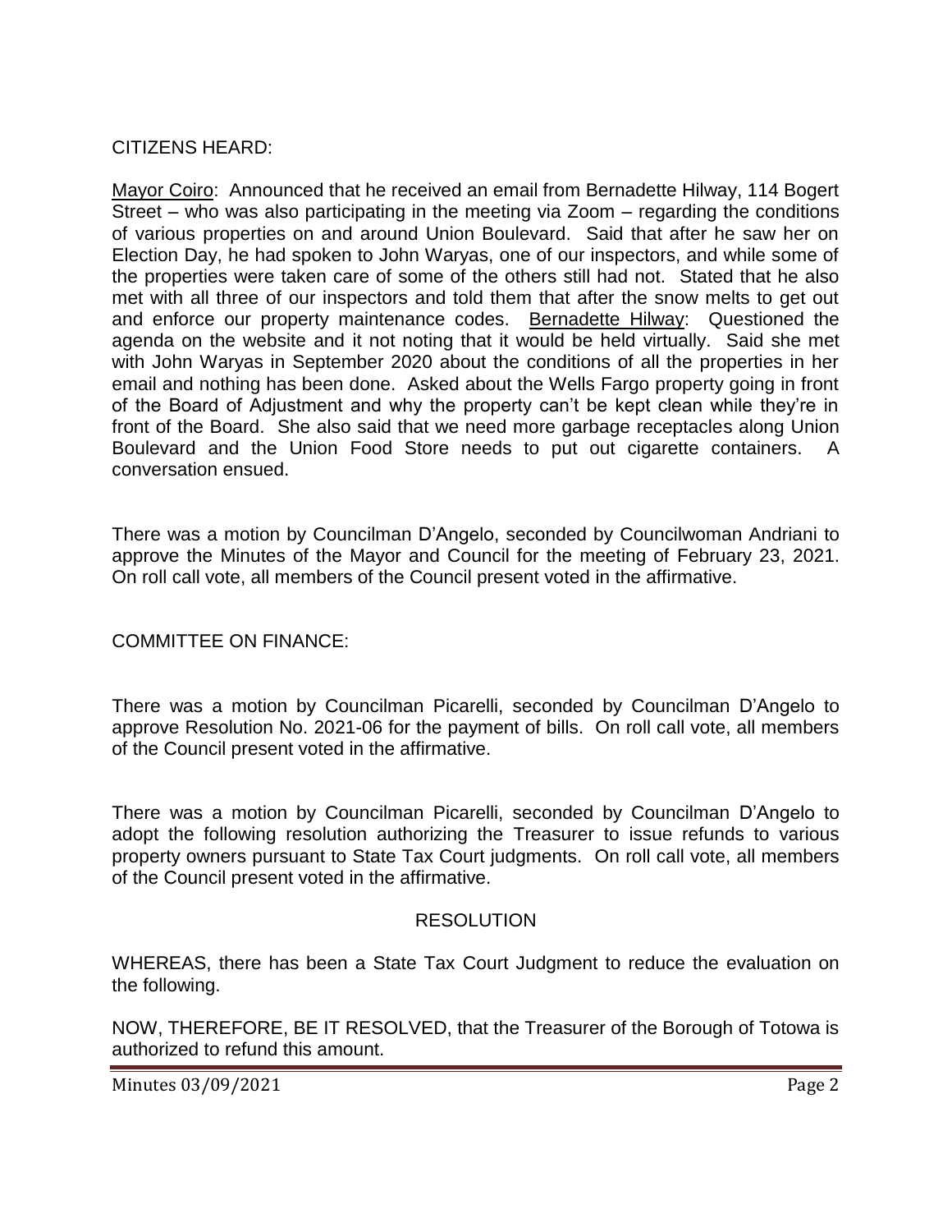CITIZENS HEARD:

Mayor Coiro: Announced that he received an email from Bernadette Hilway, 114 Bogert Street – who was also participating in the meeting via Zoom – regarding the conditions of various properties on and around Union Boulevard. Said that after he saw her on Election Day, he had spoken to John Waryas, one of our inspectors, and while some of the properties were taken care of some of the others still had not. Stated that he also met with all three of our inspectors and told them that after the snow melts to get out and enforce our property maintenance codes. Bernadette Hilway: Questioned the agenda on the website and it not noting that it would be held virtually. Said she met with John Waryas in September 2020 about the conditions of all the properties in her email and nothing has been done. Asked about the Wells Fargo property going in front of the Board of Adjustment and why the property can't be kept clean while they're in front of the Board. She also said that we need more garbage receptacles along Union Boulevard and the Union Food Store needs to put out cigarette containers. A conversation ensued.

There was a motion by Councilman D'Angelo, seconded by Councilwoman Andriani to approve the Minutes of the Mayor and Council for the meeting of February 23, 2021. On roll call vote, all members of the Council present voted in the affirmative.

COMMITTEE ON FINANCE:

There was a motion by Councilman Picarelli, seconded by Councilman D'Angelo to approve Resolution No. 2021-06 for the payment of bills. On roll call vote, all members of the Council present voted in the affirmative.

There was a motion by Councilman Picarelli, seconded by Councilman D'Angelo to adopt the following resolution authorizing the Treasurer to issue refunds to various property owners pursuant to State Tax Court judgments. On roll call vote, all members of the Council present voted in the affirmative.

RESOLUTION

WHEREAS, there has been a State Tax Court Judgment to reduce the evaluation on the following.

NOW, THEREFORE, BE IT RESOLVED, that the Treasurer of the Borough of Totowa is authorized to refund this amount.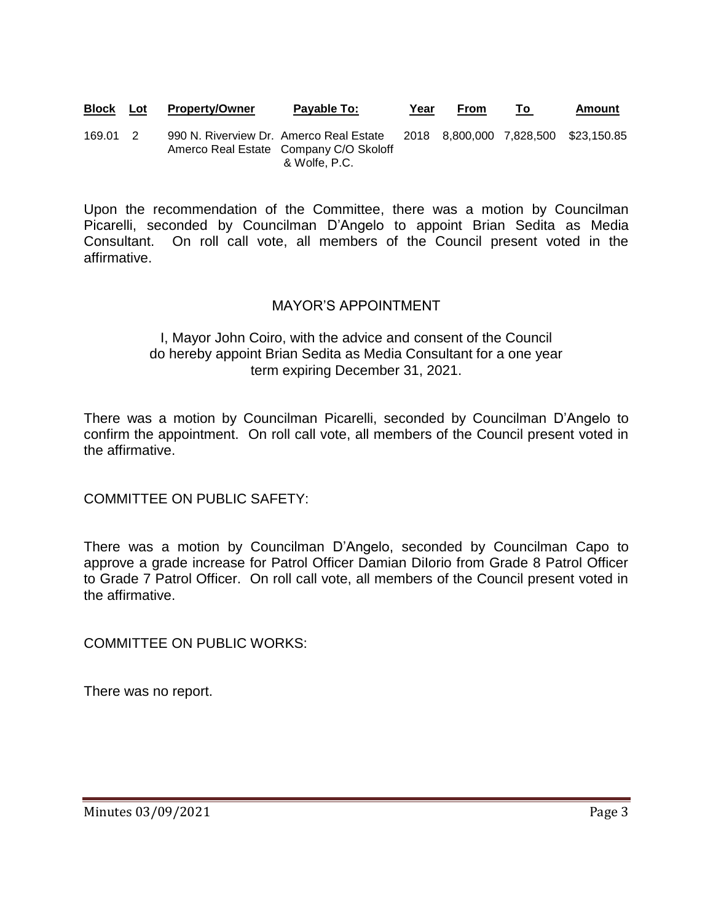| Block | Lot | Property/Owner | Payable To: | Year | From | To | Amount |
|---|---|---|---|---|---|---|---|
| 169.01 | 2 | 990 N. Riverview Dr. Amerco Real Estate | Amerco Real Estate Company C/O Skoloff & Wolfe, P.C. | 2018 | 8,800,000 | 7,828,500 | $23,150.85 |

Upon the recommendation of the Committee, there was a motion by Councilman Picarelli, seconded by Councilman D'Angelo to appoint Brian Sedita as Media Consultant. On roll call vote, all members of the Council present voted in the affirmative.

MAYOR'S APPOINTMENT

I, Mayor John Coiro, with the advice and consent of the Council do hereby appoint Brian Sedita as Media Consultant for a one year term expiring December 31, 2021.

There was a motion by Councilman Picarelli, seconded by Councilman D'Angelo to confirm the appointment. On roll call vote, all members of the Council present voted in the affirmative.

COMMITTEE ON PUBLIC SAFETY:

There was a motion by Councilman D'Angelo, seconded by Councilman Capo to approve a grade increase for Patrol Officer Damian DiIorio from Grade 8 Patrol Officer to Grade 7 Patrol Officer. On roll call vote, all members of the Council present voted in the affirmative.

COMMITTEE ON PUBLIC WORKS:

There was no report.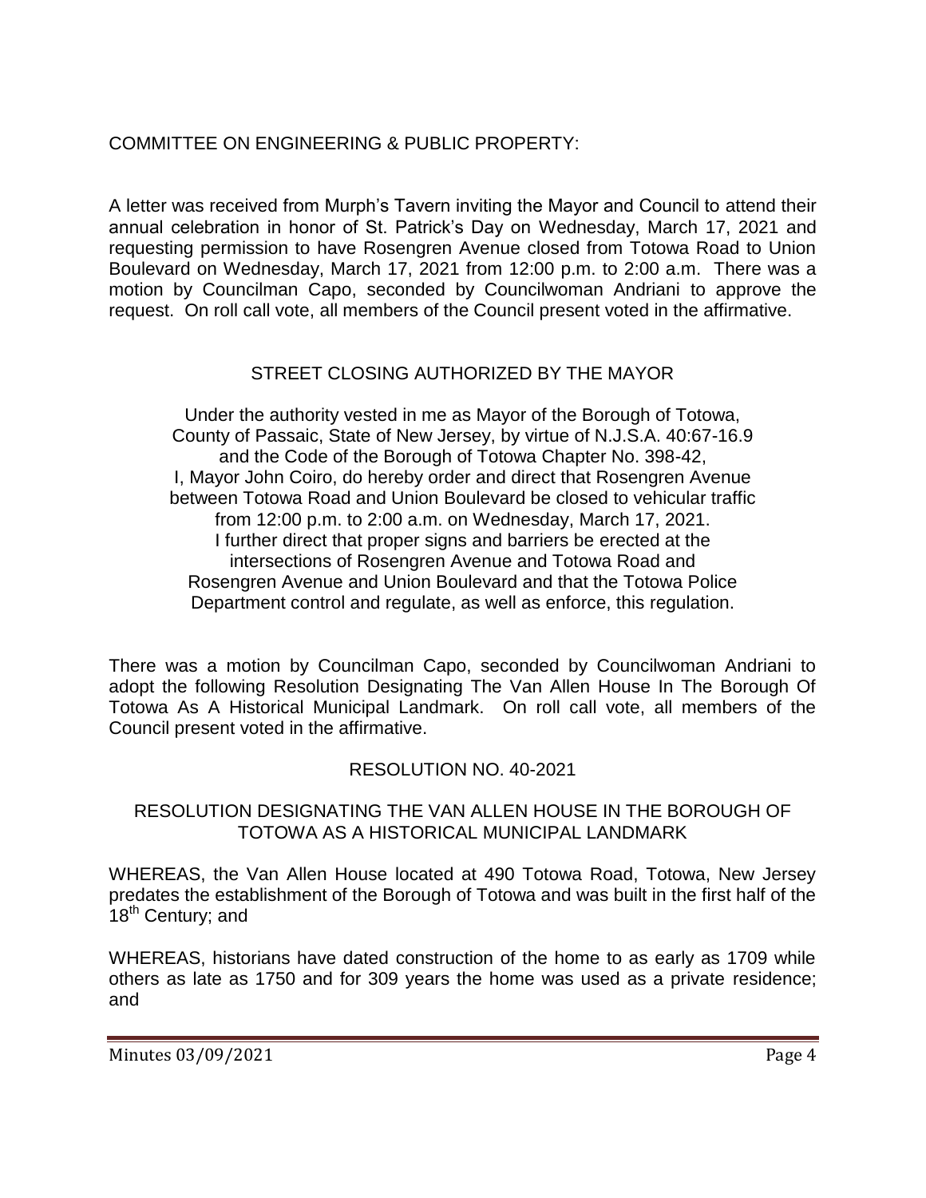COMMITTEE ON ENGINEERING & PUBLIC PROPERTY:

A letter was received from Murph's Tavern inviting the Mayor and Council to attend their annual celebration in honor of St. Patrick's Day on Wednesday, March 17, 2021 and requesting permission to have Rosengren Avenue closed from Totowa Road to Union Boulevard on Wednesday, March 17, 2021 from 12:00 p.m. to 2:00 a.m. There was a motion by Councilman Capo, seconded by Councilwoman Andriani to approve the request. On roll call vote, all members of the Council present voted in the affirmative.

STREET CLOSING AUTHORIZED BY THE MAYOR

Under the authority vested in me as Mayor of the Borough of Totowa,
County of Passaic, State of New Jersey, by virtue of N.J.S.A. 40:67-16.9
and the Code of the Borough of Totowa Chapter No. 398-42,
I, Mayor John Coiro, do hereby order and direct that Rosengren Avenue
between Totowa Road and Union Boulevard be closed to vehicular traffic
from 12:00 p.m. to 2:00 a.m. on Wednesday, March 17, 2021.
I further direct that proper signs and barriers be erected at the
intersections of Rosengren Avenue and Totowa Road and
Rosengren Avenue and Union Boulevard and that the Totowa Police
Department control and regulate, as well as enforce, this regulation.

There was a motion by Councilman Capo, seconded by Councilwoman Andriani to adopt the following Resolution Designating The Van Allen House In The Borough Of Totowa As A Historical Municipal Landmark. On roll call vote, all members of the Council present voted in the affirmative.

RESOLUTION NO. 40-2021

RESOLUTION DESIGNATING THE VAN ALLEN HOUSE IN THE BOROUGH OF TOTOWA AS A HISTORICAL MUNICIPAL LANDMARK

WHEREAS, the Van Allen House located at 490 Totowa Road, Totowa, New Jersey predates the establishment of the Borough of Totowa and was built in the first half of the 18th Century; and

WHEREAS, historians have dated construction of the home to as early as 1709 while others as late as 1750 and for 309 years the home was used as a private residence; and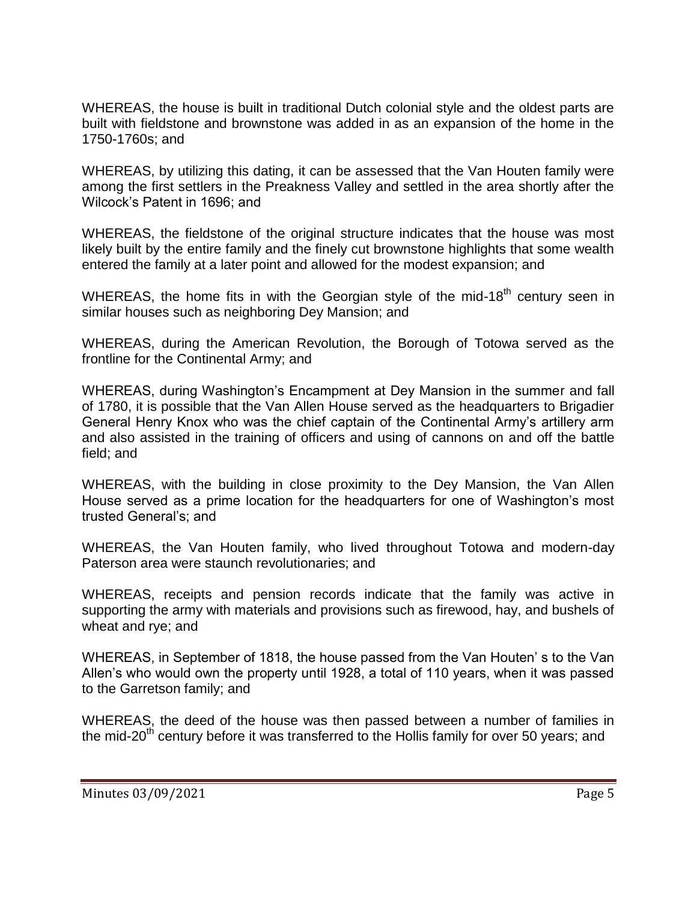WHEREAS, the house is built in traditional Dutch colonial style and the oldest parts are built with fieldstone and brownstone was added in as an expansion of the home in the 1750-1760s; and

WHEREAS, by utilizing this dating, it can be assessed that the Van Houten family were among the first settlers in the Preakness Valley and settled in the area shortly after the Wilcock's Patent in 1696; and

WHEREAS, the fieldstone of the original structure indicates that the house was most likely built by the entire family and the finely cut brownstone highlights that some wealth entered the family at a later point and allowed for the modest expansion; and

WHEREAS, the home fits in with the Georgian style of the mid-18th century seen in similar houses such as neighboring Dey Mansion; and

WHEREAS, during the American Revolution, the Borough of Totowa served as the frontline for the Continental Army; and

WHEREAS, during Washington's Encampment at Dey Mansion in the summer and fall of 1780, it is possible that the Van Allen House served as the headquarters to Brigadier General Henry Knox who was the chief captain of the Continental Army's artillery arm and also assisted in the training of officers and using of cannons on and off the battle field; and

WHEREAS, with the building in close proximity to the Dey Mansion, the Van Allen House served as a prime location for the headquarters for one of Washington's most trusted General's; and

WHEREAS, the Van Houten family, who lived throughout Totowa and modern-day Paterson area were staunch revolutionaries; and

WHEREAS, receipts and pension records indicate that the family was active in supporting the army with materials and provisions such as firewood, hay, and bushels of wheat and rye; and

WHEREAS, in September of 1818, the house passed from the Van Houten' s to the Van Allen's who would own the property until 1928, a total of 110 years, when it was passed to the Garretson family; and

WHEREAS, the deed of the house was then passed between a number of families in the mid-20th century before it was transferred to the Hollis family for over 50 years; and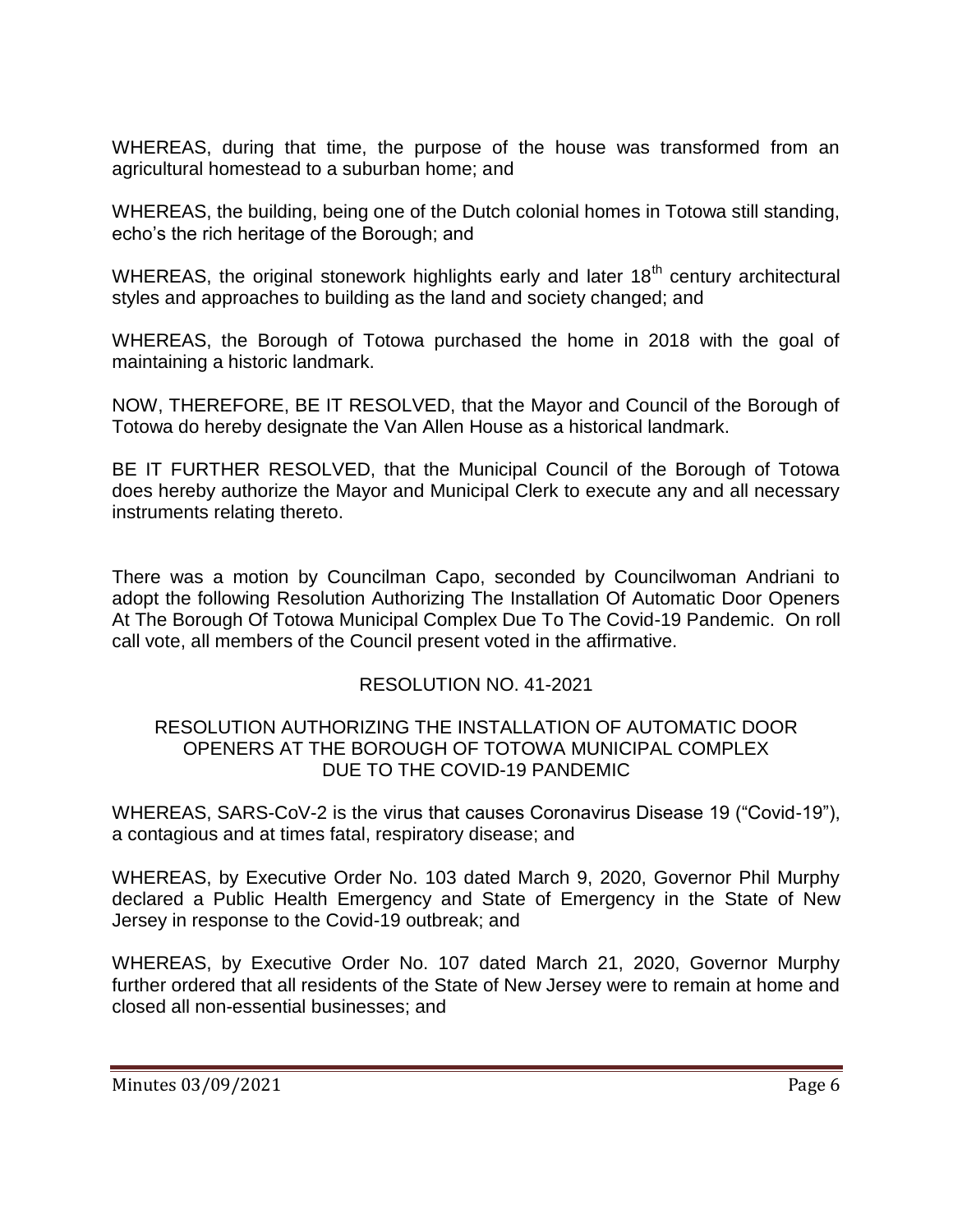WHEREAS, during that time, the purpose of the house was transformed from an agricultural homestead to a suburban home; and

WHEREAS, the building, being one of the Dutch colonial homes in Totowa still standing, echo's the rich heritage of the Borough; and

WHEREAS, the original stonework highlights early and later 18th century architectural styles and approaches to building as the land and society changed; and

WHEREAS, the Borough of Totowa purchased the home in 2018 with the goal of maintaining a historic landmark.

NOW, THEREFORE, BE IT RESOLVED, that the Mayor and Council of the Borough of Totowa do hereby designate the Van Allen House as a historical landmark.

BE IT FURTHER RESOLVED, that the Municipal Council of the Borough of Totowa does hereby authorize the Mayor and Municipal Clerk to execute any and all necessary instruments relating thereto.

There was a motion by Councilman Capo, seconded by Councilwoman Andriani to adopt the following Resolution Authorizing The Installation Of Automatic Door Openers At The Borough Of Totowa Municipal Complex Due To The Covid-19 Pandemic. On roll call vote, all members of the Council present voted in the affirmative.

RESOLUTION NO. 41-2021

RESOLUTION AUTHORIZING THE INSTALLATION OF AUTOMATIC DOOR OPENERS AT THE BOROUGH OF TOTOWA MUNICIPAL COMPLEX DUE TO THE COVID-19 PANDEMIC

WHEREAS, SARS-CoV-2 is the virus that causes Coronavirus Disease 19 ("Covid-19"), a contagious and at times fatal, respiratory disease; and

WHEREAS, by Executive Order No. 103 dated March 9, 2020, Governor Phil Murphy declared a Public Health Emergency and State of Emergency in the State of New Jersey in response to the Covid-19 outbreak; and

WHEREAS, by Executive Order No. 107 dated March 21, 2020, Governor Murphy further ordered that all residents of the State of New Jersey were to remain at home and closed all non-essential businesses; and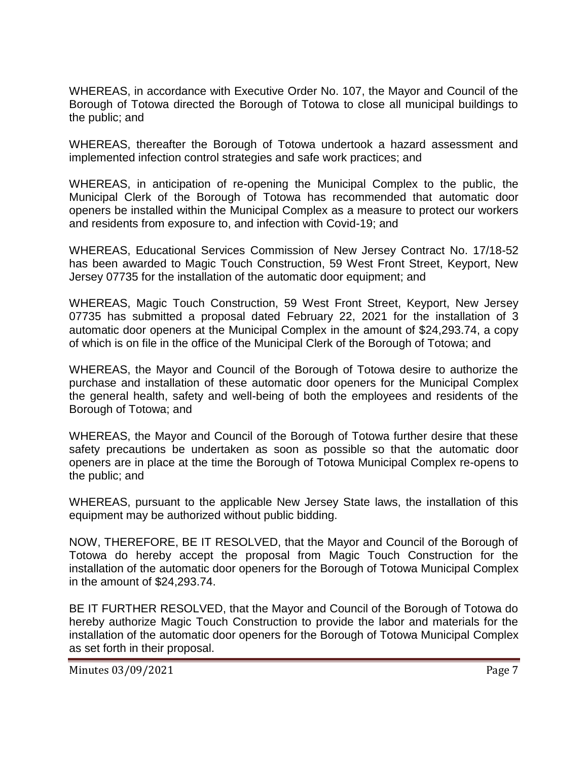WHEREAS, in accordance with Executive Order No. 107, the Mayor and Council of the Borough of Totowa directed the Borough of Totowa to close all municipal buildings to the public; and

WHEREAS, thereafter the Borough of Totowa undertook a hazard assessment and implemented infection control strategies and safe work practices; and

WHEREAS, in anticipation of re-opening the Municipal Complex to the public, the Municipal Clerk of the Borough of Totowa has recommended that automatic door openers be installed within the Municipal Complex as a measure to protect our workers and residents from exposure to, and infection with Covid-19; and

WHEREAS, Educational Services Commission of New Jersey Contract No. 17/18-52 has been awarded to Magic Touch Construction, 59 West Front Street, Keyport, New Jersey 07735 for the installation of the automatic door equipment; and

WHEREAS, Magic Touch Construction, 59 West Front Street, Keyport, New Jersey 07735 has submitted a proposal dated February 22, 2021 for the installation of 3 automatic door openers at the Municipal Complex in the amount of $24,293.74, a copy of which is on file in the office of the Municipal Clerk of the Borough of Totowa; and

WHEREAS, the Mayor and Council of the Borough of Totowa desire to authorize the purchase and installation of these automatic door openers for the Municipal Complex the general health, safety and well-being of both the employees and residents of the Borough of Totowa; and

WHEREAS, the Mayor and Council of the Borough of Totowa further desire that these safety precautions be undertaken as soon as possible so that the automatic door openers are in place at the time the Borough of Totowa Municipal Complex re-opens to the public; and

WHEREAS, pursuant to the applicable New Jersey State laws, the installation of this equipment may be authorized without public bidding.

NOW, THEREFORE, BE IT RESOLVED, that the Mayor and Council of the Borough of Totowa do hereby accept the proposal from Magic Touch Construction for the installation of the automatic door openers for the Borough of Totowa Municipal Complex in the amount of $24,293.74.

BE IT FURTHER RESOLVED, that the Mayor and Council of the Borough of Totowa do hereby authorize Magic Touch Construction to provide the labor and materials for the installation of the automatic door openers for the Borough of Totowa Municipal Complex as set forth in their proposal.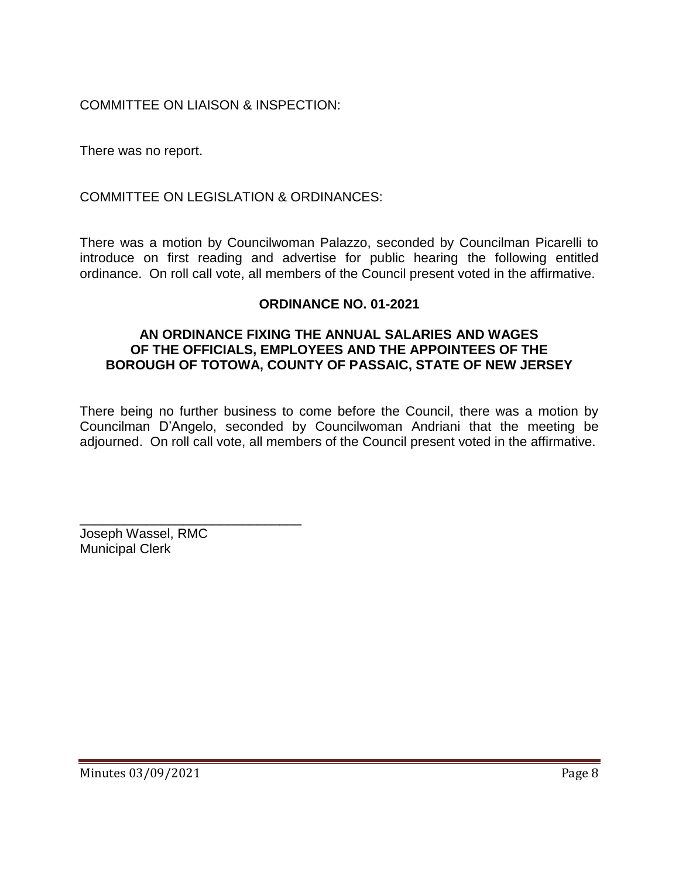COMMITTEE ON LIAISON & INSPECTION:

There was no report.

COMMITTEE ON LEGISLATION & ORDINANCES:

There was a motion by Councilwoman Palazzo, seconded by Councilman Picarelli to introduce on first reading and advertise for public hearing the following entitled ordinance. On roll call vote, all members of the Council present voted in the affirmative.

**ORDINANCE NO. 01-2021**

**AN ORDINANCE FIXING THE ANNUAL SALARIES AND WAGES OF THE OFFICIALS, EMPLOYEES AND THE APPOINTEES OF THE BOROUGH OF TOTOWA, COUNTY OF PASSAIC, STATE OF NEW JERSEY**

There being no further business to come before the Council, there was a motion by Councilman D'Angelo, seconded by Councilwoman Andriani that the meeting be adjourned. On roll call vote, all members of the Council present voted in the affirmative.

_______________________________
Joseph Wassel, RMC
Municipal Clerk